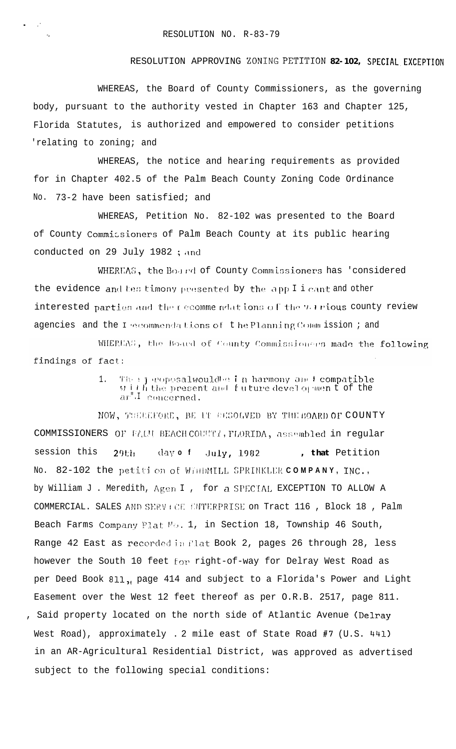RESOLUTION NO. R-83-79

RESOLUTION APPROVING ZONING PETITION **82-102, SPECIAL EXCEPTION**

WHEREAS, the Board of County Commissioners, as the governing body, pursuant to the authority vested in Chapter 163 and Chapter 125, Florida Statutes, is authorized and empowered to consider petitions relating to zoning; and

WHEREAS, the notice and hearing requirements as provided for in Chapter 402.5 of the Palm Beach County Zoning Code Ordinance No. 73-2 have been satisfied; and

WHEREAS, Petition No. 82-102 was presented to the Board of County Commissioners of Palm Beach County at its public hearing conducted on 29 July 1982 ; and

WHEREAS, the Board of County Commissioners has considered the evidence and testimony presented by the applicant and other interested parties and the recommendations of the various county review agencies and the recommendations of the Planning Commission ; and

WHEREAS, the Board of County Commissioners made the following findings of fact:

1. The proposal would be in harmony and compatible with the present and future development of the area concerned.

NOW, THEREFORE, BE IT RESOLVED BY THE BOARD OF COUNTY COMMISSIONERS OF PALM BEACH COUNTY, FLORIDA, assembled in regular session this 29th day of July, 1982 , that Petition No. 82-102 the petition of WINDMILL SPRINKLER COMPANY, INC., by William J . Meredith, Agent , for a SPECIAL EXCEPTION TO ALLOW A COMMERCIAL SALES AND SERVICE ENTERPRISE on Tract 116 , Block 18 , Palm Beach Farms Company Plat No. 1, in Section 18, Township 46 South, Range 42 East as recorded in Plat Book 2, pages 26 through 28, less however the South 10 feet for right-of-way for Delray West Road as per Deed Book 811, page 414 and subject to a Florida's Power and Light Easement over the West 12 feet thereof as per O.R.B. 2517, page 811. Said property located on the north side of Atlantic Avenue (Delray West Road), approximately .2 mile east of State Road #7 (U.S. 441) in an AR-Agricultural Residential District, was approved as advertised subject to the following special conditions: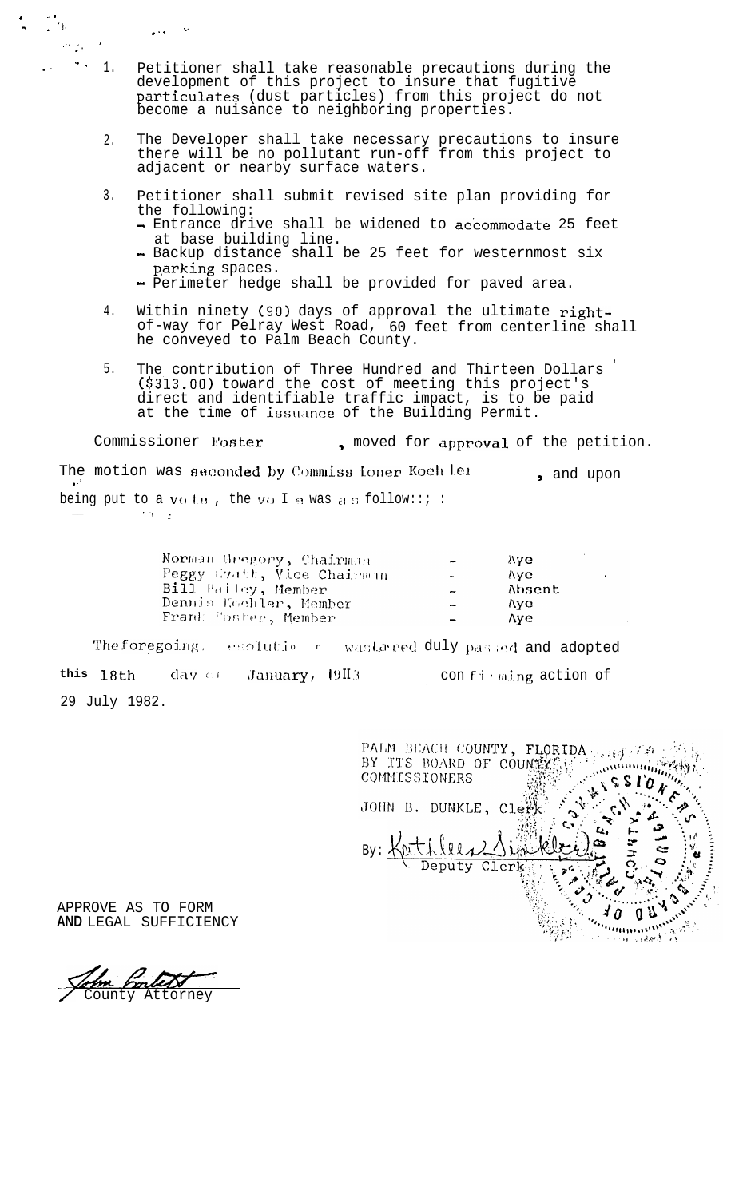1. Petitioner shall take reasonable precautions during the development of this project to insure that fugitive particulates (dust particles) from this project do not become a nuisance to neighboring properties.

2. The Developer shall take necessary precautions to insure there will be no pollutant run-off from this project to adjacent or nearby surface waters.

3. Petitioner shall submit revised site plan providing for the following:
   - Entrance drive shall be widened to accommodate 25 feet at base building line.
   - Backup distance shall be 25 feet for westernmost six parking spaces.
   - Perimeter hedge shall be provided for paved area.

4. Within ninety (90) days of approval the ultimate right-of-way for Pelray West Road, 60 feet from centerline shall he conveyed to Palm Beach County.

5. The contribution of Three Hundred and Thirteen Dollars ($313.00) toward the cost of meeting this project's direct and identifiable traffic impact, is to be paid at the time of issuance of the Building Permit.

Commissioner Foster, moved for approval of the petition.

The motion was seconded by Commissioner Koehler, and upon being put to a vote, the vote was as follows:

| | | |
|---|---|---|
| Norman Gregory, Chairman | - | Aye |
| Peggy Evatt, Vice Chairman | - | Aye |
| Bill Bailey, Member | - | Absent |
| Dennis Koehler, Member | - | Aye |
| Frank Foster, Member | - | Aye |

The foregoing resolution was declared duly passed and adopted this 18th day of January, 1983, confirming action of 29 July 1982.

PALM BEACH COUNTY, FLORIDA
BY ITS BOARD OF COUNTY
COMMISSIONERS

JOHN B. DUNKLE, Clerk

By: Kathleen Sinkler
Deputy Clerk

APPROVE AS TO FORM
AND LEGAL SUFFICIENCY

County Attorney